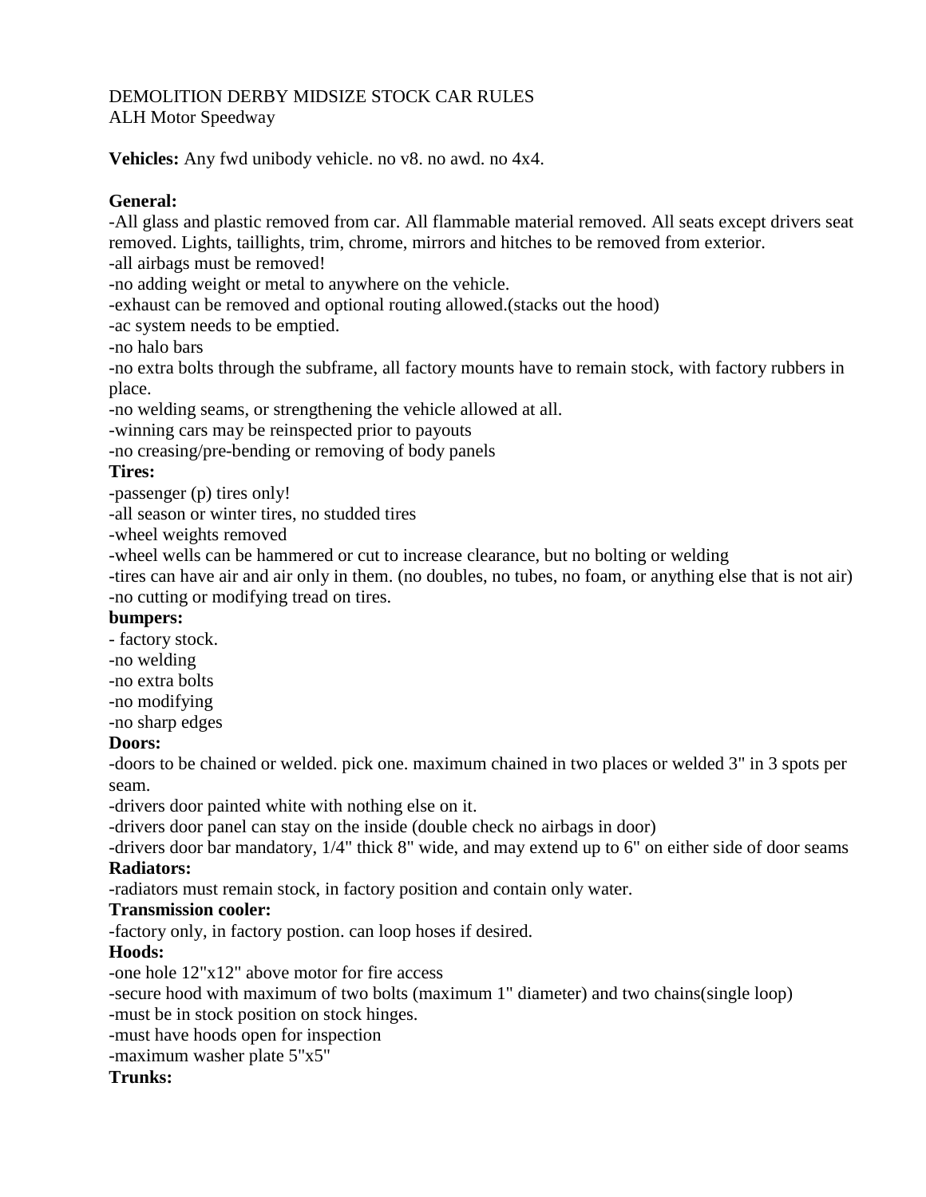DEMOLITION DERBY MIDSIZE STOCK CAR RULES
ALH Motor Speedway

**Vehicles:** Any fwd unibody vehicle. no v8. no awd. no 4x4.

**General:**
-All glass and plastic removed from car. All flammable material removed. All seats except drivers seat removed. Lights, taillights, trim, chrome, mirrors and hitches to be removed from exterior.
-all airbags must be removed!
-no adding weight or metal to anywhere on the vehicle.
-exhaust can be removed and optional routing allowed.(stacks out the hood)
-ac system needs to be emptied.
-no halo bars
-no extra bolts through the subframe, all factory mounts have to remain stock, with factory rubbers in place.
-no welding seams, or strengthening the vehicle allowed at all.
-winning cars may be reinspected prior to payouts
-no creasing/pre-bending or removing of body panels

**Tires:**
-passenger (p) tires only!
-all season or winter tires, no studded tires
-wheel weights removed
-wheel wells can be hammered or cut to increase clearance, but no bolting or welding
-tires can have air and air only in them. (no doubles, no tubes, no foam, or anything else that is not air)
-no cutting or modifying tread on tires.

**bumpers:**
- factory stock.
-no welding
-no extra bolts
-no modifying
-no sharp edges

**Doors:**
-doors to be chained or welded. pick one. maximum chained in two places or welded 3" in 3 spots per seam.
-drivers door painted white with nothing else on it.
-drivers door panel can stay on the inside (double check no airbags in door)
-drivers door bar mandatory, 1/4" thick 8" wide, and may extend up to 6" on either side of door seams

**Radiators:**
-radiators must remain stock, in factory position and contain only water.

**Transmission cooler:**
-factory only, in factory postion. can loop hoses if desired.

**Hoods:**
-one hole 12"x12" above motor for fire access
-secure hood with maximum of two bolts (maximum 1" diameter) and two chains(single loop)
-must be in stock position on stock hinges.
-must have hoods open for inspection
-maximum washer plate 5"x5"

**Trunks:**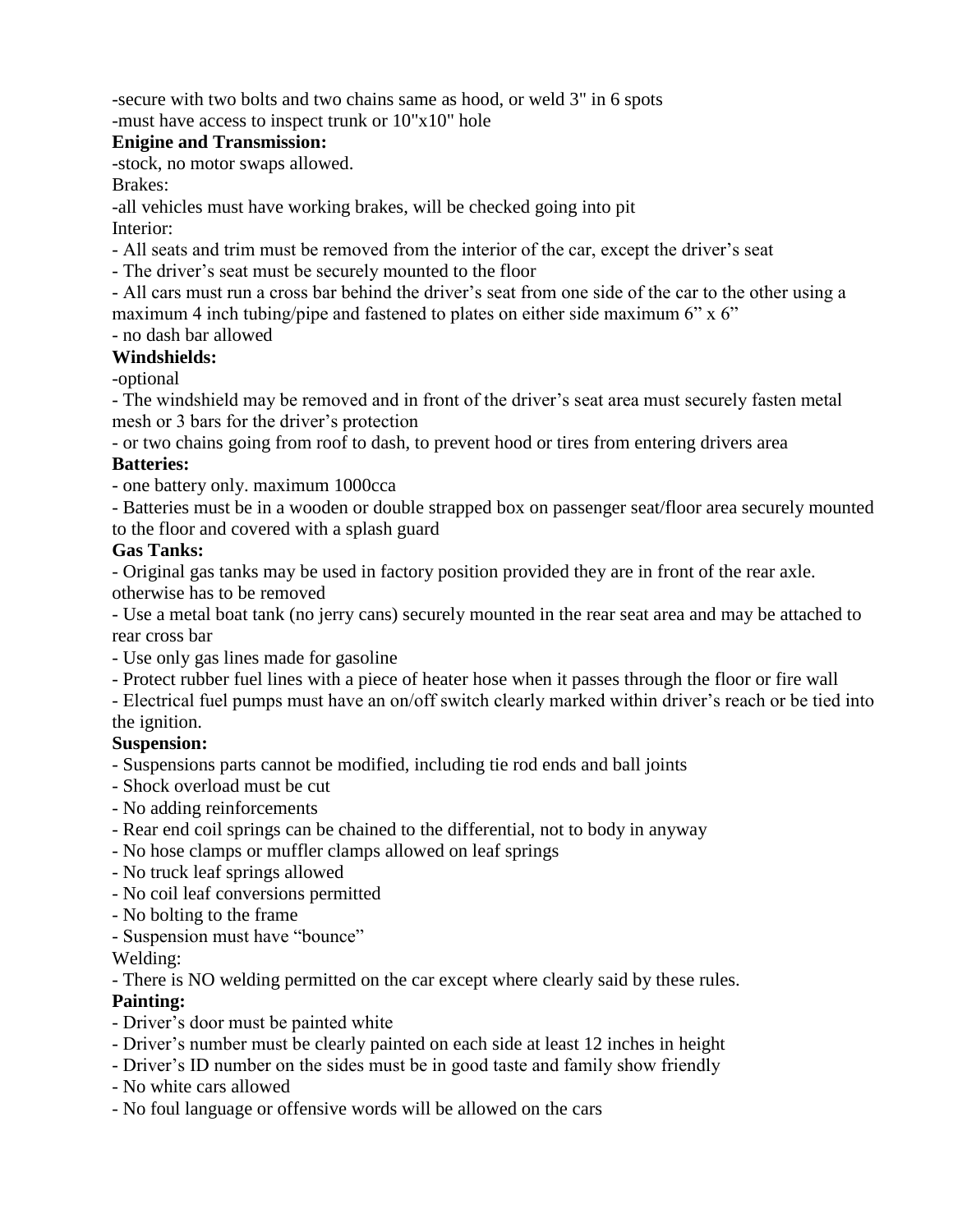-secure with two bolts and two chains same as hood, or weld 3" in 6 spots
-must have access to inspect trunk or 10"x10" hole

**Enigine and Transmission:**

-stock, no motor swaps allowed.

Brakes:

-all vehicles must have working brakes, will be checked going into pit

Interior:

- All seats and trim must be removed from the interior of the car, except the driver's seat
- The driver's seat must be securely mounted to the floor
- All cars must run a cross bar behind the driver's seat from one side of the car to the other using a maximum 4 inch tubing/pipe and fastened to plates on either side maximum 6" x 6"
- no dash bar allowed

**Windshields:**

-optional

- The windshield may be removed and in front of the driver's seat area must securely fasten metal mesh or 3 bars for the driver's protection
- or two chains going from roof to dash, to prevent hood or tires from entering drivers area

**Batteries:**

- one battery only. maximum 1000cca
- Batteries must be in a wooden or double strapped box on passenger seat/floor area securely mounted to the floor and covered with a splash guard

**Gas Tanks:**

- Original gas tanks may be used in factory position provided they are in front of the rear axle. otherwise has to be removed
- Use a metal boat tank (no jerry cans) securely mounted in the rear seat area and may be attached to rear cross bar
- Use only gas lines made for gasoline
- Protect rubber fuel lines with a piece of heater hose when it passes through the floor or fire wall
- Electrical fuel pumps must have an on/off switch clearly marked within driver's reach or be tied into the ignition.

**Suspension:**

- Suspensions parts cannot be modified, including tie rod ends and ball joints
- Shock overload must be cut
- No adding reinforcements
- Rear end coil springs can be chained to the differential, not to body in anyway
- No hose clamps or muffler clamps allowed on leaf springs
- No truck leaf springs allowed
- No coil leaf conversions permitted
- No bolting to the frame
- Suspension must have "bounce"

Welding:

- There is NO welding permitted on the car except where clearly said by these rules.

**Painting:**

- Driver's door must be painted white
- Driver's number must be clearly painted on each side at least 12 inches in height
- Driver's ID number on the sides must be in good taste and family show friendly
- No white cars allowed
- No foul language or offensive words will be allowed on the cars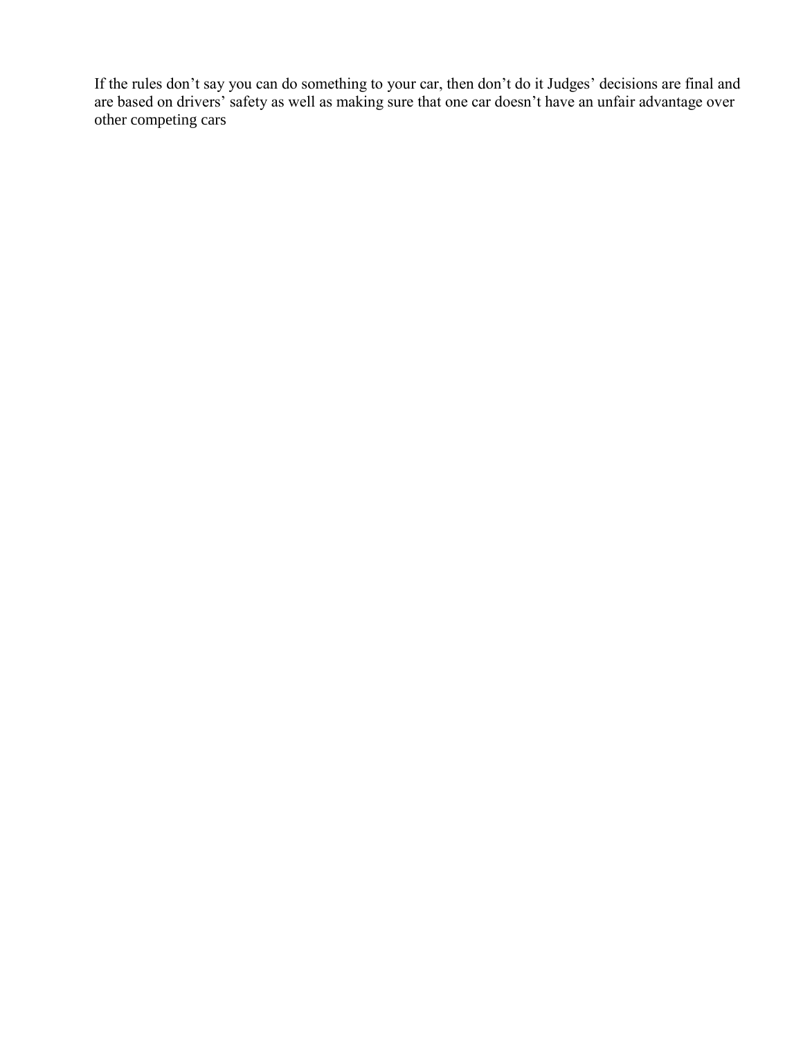If the rules don’t say you can do something to your car, then don’t do it Judges’ decisions are final and are based on drivers’ safety as well as making sure that one car doesn’t have an unfair advantage over other competing cars